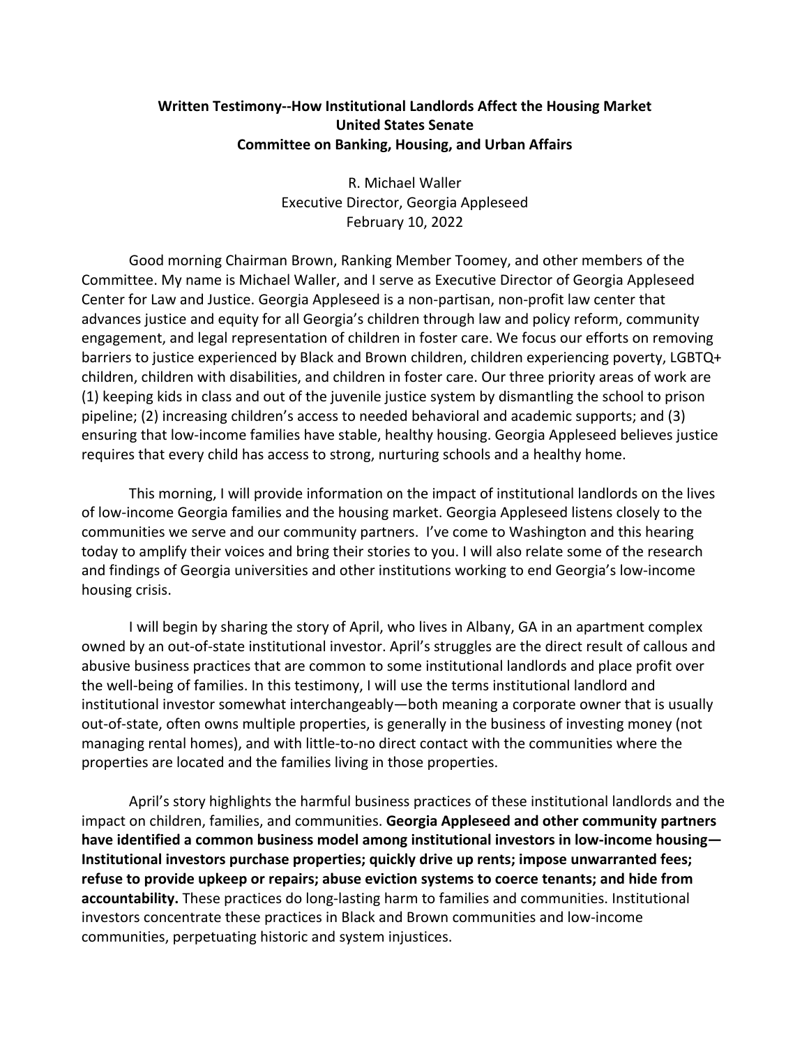**Written Testimony--How Institutional Landlords Affect the Housing Market**
**United States Senate**
**Committee on Banking, Housing, and Urban Affairs**

R. Michael Waller
Executive Director, Georgia Appleseed
February 10, 2022

Good morning Chairman Brown, Ranking Member Toomey, and other members of the Committee. My name is Michael Waller, and I serve as Executive Director of Georgia Appleseed Center for Law and Justice. Georgia Appleseed is a non-partisan, non-profit law center that advances justice and equity for all Georgia's children through law and policy reform, community engagement, and legal representation of children in foster care. We focus our efforts on removing barriers to justice experienced by Black and Brown children, children experiencing poverty, LGBTQ+ children, children with disabilities, and children in foster care. Our three priority areas of work are (1) keeping kids in class and out of the juvenile justice system by dismantling the school to prison pipeline; (2) increasing children's access to needed behavioral and academic supports; and (3) ensuring that low-income families have stable, healthy housing. Georgia Appleseed believes justice requires that every child has access to strong, nurturing schools and a healthy home.

This morning, I will provide information on the impact of institutional landlords on the lives of low-income Georgia families and the housing market. Georgia Appleseed listens closely to the communities we serve and our community partners. I've come to Washington and this hearing today to amplify their voices and bring their stories to you. I will also relate some of the research and findings of Georgia universities and other institutions working to end Georgia's low-income housing crisis.

I will begin by sharing the story of April, who lives in Albany, GA in an apartment complex owned by an out-of-state institutional investor. April's struggles are the direct result of callous and abusive business practices that are common to some institutional landlords and place profit over the well-being of families. In this testimony, I will use the terms institutional landlord and institutional investor somewhat interchangeably—both meaning a corporate owner that is usually out-of-state, often owns multiple properties, is generally in the business of investing money (not managing rental homes), and with little-to-no direct contact with the communities where the properties are located and the families living in those properties.

April's story highlights the harmful business practices of these institutional landlords and the impact on children, families, and communities. **Georgia Appleseed and other community partners have identified a common business model among institutional investors in low-income housing—Institutional investors purchase properties; quickly drive up rents; impose unwarranted fees; refuse to provide upkeep or repairs; abuse eviction systems to coerce tenants; and hide from accountability.** These practices do long-lasting harm to families and communities. Institutional investors concentrate these practices in Black and Brown communities and low-income communities, perpetuating historic and system injustices.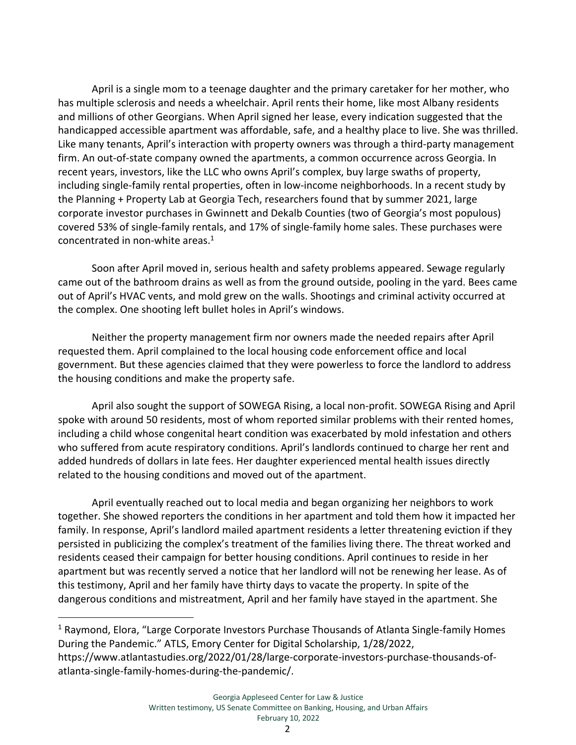April is a single mom to a teenage daughter and the primary caretaker for her mother, who has multiple sclerosis and needs a wheelchair. April rents their home, like most Albany residents and millions of other Georgians. When April signed her lease, every indication suggested that the handicapped accessible apartment was affordable, safe, and a healthy place to live. She was thrilled. Like many tenants, April's interaction with property owners was through a third-party management firm. An out-of-state company owned the apartments, a common occurrence across Georgia. In recent years, investors, like the LLC who owns April's complex, buy large swaths of property, including single-family rental properties, often in low-income neighborhoods. In a recent study by the Planning + Property Lab at Georgia Tech, researchers found that by summer 2021, large corporate investor purchases in Gwinnett and Dekalb Counties (two of Georgia's most populous) covered 53% of single-family rentals, and 17% of single-family home sales. These purchases were concentrated in non-white areas.[1]

Soon after April moved in, serious health and safety problems appeared. Sewage regularly came out of the bathroom drains as well as from the ground outside, pooling in the yard. Bees came out of April's HVAC vents, and mold grew on the walls. Shootings and criminal activity occurred at the complex. One shooting left bullet holes in April's windows.

Neither the property management firm nor owners made the needed repairs after April requested them. April complained to the local housing code enforcement office and local government. But these agencies claimed that they were powerless to force the landlord to address the housing conditions and make the property safe.

April also sought the support of SOWEGA Rising, a local non-profit. SOWEGA Rising and April spoke with around 50 residents, most of whom reported similar problems with their rented homes, including a child whose congenital heart condition was exacerbated by mold infestation and others who suffered from acute respiratory conditions. April's landlords continued to charge her rent and added hundreds of dollars in late fees. Her daughter experienced mental health issues directly related to the housing conditions and moved out of the apartment.

April eventually reached out to local media and began organizing her neighbors to work together. She showed reporters the conditions in her apartment and told them how it impacted her family. In response, April's landlord mailed apartment residents a letter threatening eviction if they persisted in publicizing the complex's treatment of the families living there. The threat worked and residents ceased their campaign for better housing conditions. April continues to reside in her apartment but was recently served a notice that her landlord will not be renewing her lease. As of this testimony, April and her family have thirty days to vacate the property. In spite of the dangerous conditions and mistreatment, April and her family have stayed in the apartment. She

---

[1] Raymond, Elora, "Large Corporate Investors Purchase Thousands of Atlanta Single-family Homes During the Pandemic." ATLS, Emory Center for Digital Scholarship, 1/28/2022, https://www.atlantastudies.org/2022/01/28/large-corporate-investors-purchase-thousands-of-atlanta-single-family-homes-during-the-pandemic/.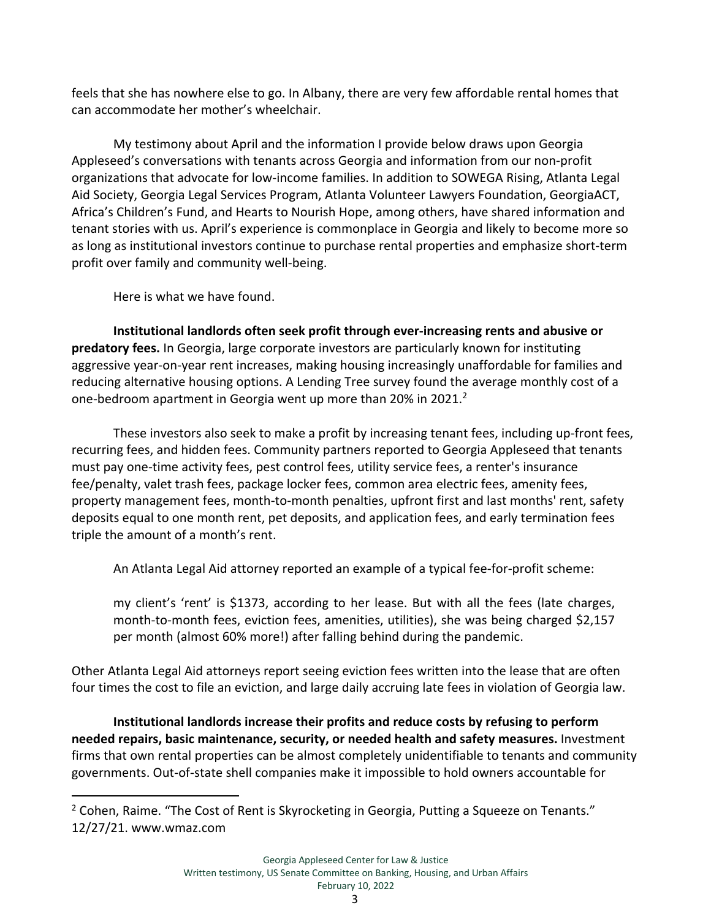feels that she has nowhere else to go. In Albany, there are very few affordable rental homes that can accommodate her mother's wheelchair.

My testimony about April and the information I provide below draws upon Georgia Appleseed's conversations with tenants across Georgia and information from our non-profit organizations that advocate for low-income families. In addition to SOWEGA Rising, Atlanta Legal Aid Society, Georgia Legal Services Program, Atlanta Volunteer Lawyers Foundation, GeorgiaACT, Africa's Children's Fund, and Hearts to Nourish Hope, among others, have shared information and tenant stories with us. April's experience is commonplace in Georgia and likely to become more so as long as institutional investors continue to purchase rental properties and emphasize short-term profit over family and community well-being.

Here is what we have found.

**Institutional landlords often seek profit through ever-increasing rents and abusive or predatory fees.** In Georgia, large corporate investors are particularly known for instituting aggressive year-on-year rent increases, making housing increasingly unaffordable for families and reducing alternative housing options. A Lending Tree survey found the average monthly cost of a one-bedroom apartment in Georgia went up more than 20% in 2021.[2]

These investors also seek to make a profit by increasing tenant fees, including up-front fees, recurring fees, and hidden fees. Community partners reported to Georgia Appleseed that tenants must pay one-time activity fees, pest control fees, utility service fees, a renter's insurance fee/penalty, valet trash fees, package locker fees, common area electric fees, amenity fees, property management fees, month-to-month penalties, upfront first and last months' rent, safety deposits equal to one month rent, pet deposits, and application fees, and early termination fees triple the amount of a month's rent.

An Atlanta Legal Aid attorney reported an example of a typical fee-for-profit scheme:

> my client's 'rent' is $1373, according to her lease. But with all the fees (late charges, month-to-month fees, eviction fees, amenities, utilities), she was being charged $2,157 per month (almost 60% more!) after falling behind during the pandemic.

Other Atlanta Legal Aid attorneys report seeing eviction fees written into the lease that are often four times the cost to file an eviction, and large daily accruing late fees in violation of Georgia law.

**Institutional landlords increase their profits and reduce costs by refusing to perform needed repairs, basic maintenance, security, or needed health and safety measures.** Investment firms that own rental properties can be almost completely unidentifiable to tenants and community governments. Out-of-state shell companies make it impossible to hold owners accountable for

[2] Cohen, Raime. "The Cost of Rent is Skyrocketing in Georgia, Putting a Squeeze on Tenants." 12/27/21. www.wmaz.com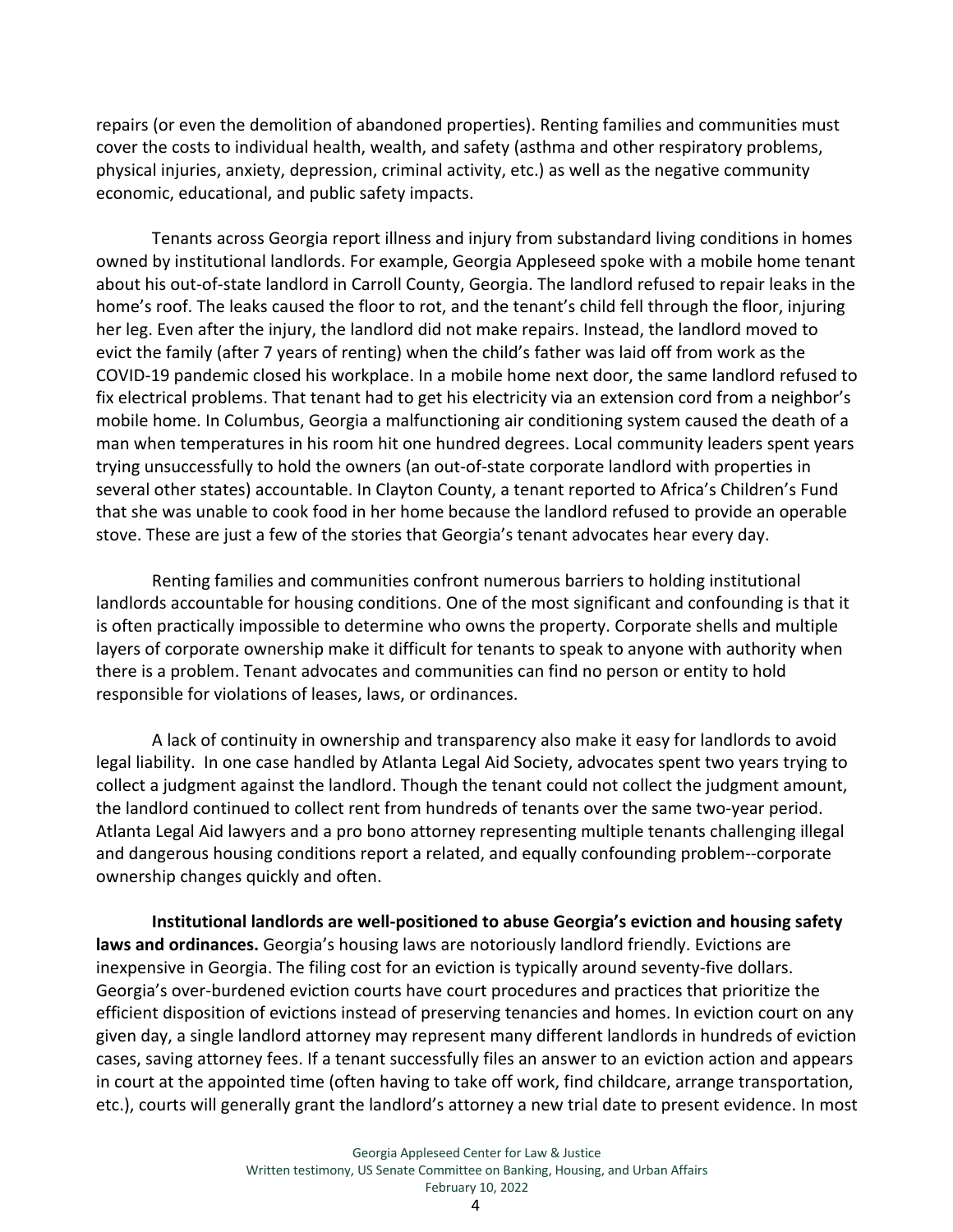repairs (or even the demolition of abandoned properties). Renting families and communities must cover the costs to individual health, wealth, and safety (asthma and other respiratory problems, physical injuries, anxiety, depression, criminal activity, etc.) as well as the negative community economic, educational, and public safety impacts.

Tenants across Georgia report illness and injury from substandard living conditions in homes owned by institutional landlords. For example, Georgia Appleseed spoke with a mobile home tenant about his out-of-state landlord in Carroll County, Georgia. The landlord refused to repair leaks in the home's roof. The leaks caused the floor to rot, and the tenant's child fell through the floor, injuring her leg. Even after the injury, the landlord did not make repairs. Instead, the landlord moved to evict the family (after 7 years of renting) when the child's father was laid off from work as the COVID-19 pandemic closed his workplace. In a mobile home next door, the same landlord refused to fix electrical problems. That tenant had to get his electricity via an extension cord from a neighbor's mobile home. In Columbus, Georgia a malfunctioning air conditioning system caused the death of a man when temperatures in his room hit one hundred degrees. Local community leaders spent years trying unsuccessfully to hold the owners (an out-of-state corporate landlord with properties in several other states) accountable. In Clayton County, a tenant reported to Africa's Children's Fund that she was unable to cook food in her home because the landlord refused to provide an operable stove. These are just a few of the stories that Georgia's tenant advocates hear every day.

Renting families and communities confront numerous barriers to holding institutional landlords accountable for housing conditions. One of the most significant and confounding is that it is often practically impossible to determine who owns the property. Corporate shells and multiple layers of corporate ownership make it difficult for tenants to speak to anyone with authority when there is a problem. Tenant advocates and communities can find no person or entity to hold responsible for violations of leases, laws, or ordinances.

A lack of continuity in ownership and transparency also make it easy for landlords to avoid legal liability. In one case handled by Atlanta Legal Aid Society, advocates spent two years trying to collect a judgment against the landlord. Though the tenant could not collect the judgment amount, the landlord continued to collect rent from hundreds of tenants over the same two-year period. Atlanta Legal Aid lawyers and a pro bono attorney representing multiple tenants challenging illegal and dangerous housing conditions report a related, and equally confounding problem--corporate ownership changes quickly and often.

**Institutional landlords are well-positioned to abuse Georgia's eviction and housing safety laws and ordinances.** Georgia's housing laws are notoriously landlord friendly. Evictions are inexpensive in Georgia. The filing cost for an eviction is typically around seventy-five dollars. Georgia's over-burdened eviction courts have court procedures and practices that prioritize the efficient disposition of evictions instead of preserving tenancies and homes. In eviction court on any given day, a single landlord attorney may represent many different landlords in hundreds of eviction cases, saving attorney fees. If a tenant successfully files an answer to an eviction action and appears in court at the appointed time (often having to take off work, find childcare, arrange transportation, etc.), courts will generally grant the landlord's attorney a new trial date to present evidence. In most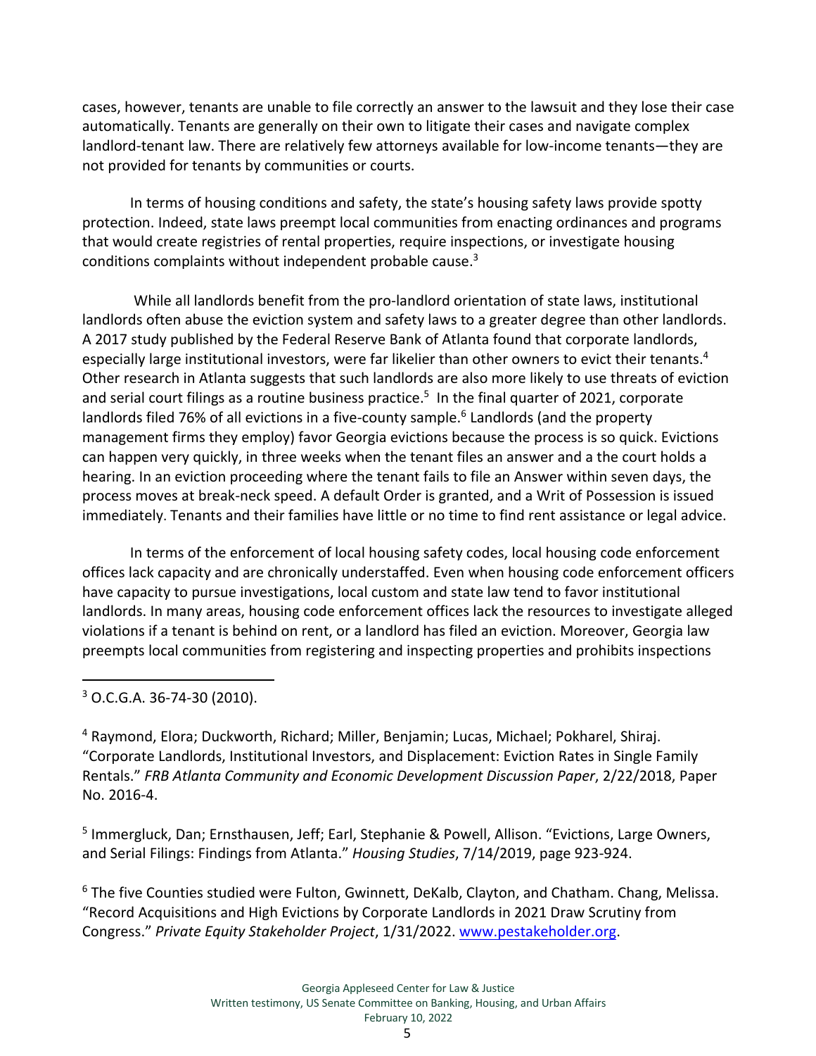cases, however, tenants are unable to file correctly an answer to the lawsuit and they lose their case automatically. Tenants are generally on their own to litigate their cases and navigate complex landlord-tenant law. There are relatively few attorneys available for low-income tenants—they are not provided for tenants by communities or courts.

In terms of housing conditions and safety, the state's housing safety laws provide spotty protection. Indeed, state laws preempt local communities from enacting ordinances and programs that would create registries of rental properties, require inspections, or investigate housing conditions complaints without independent probable cause.[3]

While all landlords benefit from the pro-landlord orientation of state laws, institutional landlords often abuse the eviction system and safety laws to a greater degree than other landlords. A 2017 study published by the Federal Reserve Bank of Atlanta found that corporate landlords, especially large institutional investors, were far likelier than other owners to evict their tenants.[4] Other research in Atlanta suggests that such landlords are also more likely to use threats of eviction and serial court filings as a routine business practice.[5] In the final quarter of 2021, corporate landlords filed 76% of all evictions in a five-county sample.[6] Landlords (and the property management firms they employ) favor Georgia evictions because the process is so quick. Evictions can happen very quickly, in three weeks when the tenant files an answer and a the court holds a hearing. In an eviction proceeding where the tenant fails to file an Answer within seven days, the process moves at break-neck speed. A default Order is granted, and a Writ of Possession is issued immediately. Tenants and their families have little or no time to find rent assistance or legal advice.

In terms of the enforcement of local housing safety codes, local housing code enforcement offices lack capacity and are chronically understaffed. Even when housing code enforcement officers have capacity to pursue investigations, local custom and state law tend to favor institutional landlords. In many areas, housing code enforcement offices lack the resources to investigate alleged violations if a tenant is behind on rent, or a landlord has filed an eviction. Moreover, Georgia law preempts local communities from registering and inspecting properties and prohibits inspections

---

[3] O.C.G.A. 36-74-30 (2010).

[4] Raymond, Elora; Duckworth, Richard; Miller, Benjamin; Lucas, Michael; Pokharel, Shiraj. "Corporate Landlords, Institutional Investors, and Displacement: Eviction Rates in Single Family Rentals." *FRB Atlanta Community and Economic Development Discussion Paper*, 2/22/2018, Paper No. 2016-4.

[5] Immergluck, Dan; Ernsthausen, Jeff; Earl, Stephanie & Powell, Allison. "Evictions, Large Owners, and Serial Filings: Findings from Atlanta." *Housing Studies*, 7/14/2019, page 923-924.

[6] The five Counties studied were Fulton, Gwinnett, DeKalb, Clayton, and Chatham. Chang, Melissa. "Record Acquisitions and High Evictions by Corporate Landlords in 2021 Draw Scrutiny from Congress." *Private Equity Stakeholder Project*, 1/31/2022. [www.pestakeholder.org](www.pestakeholder.org).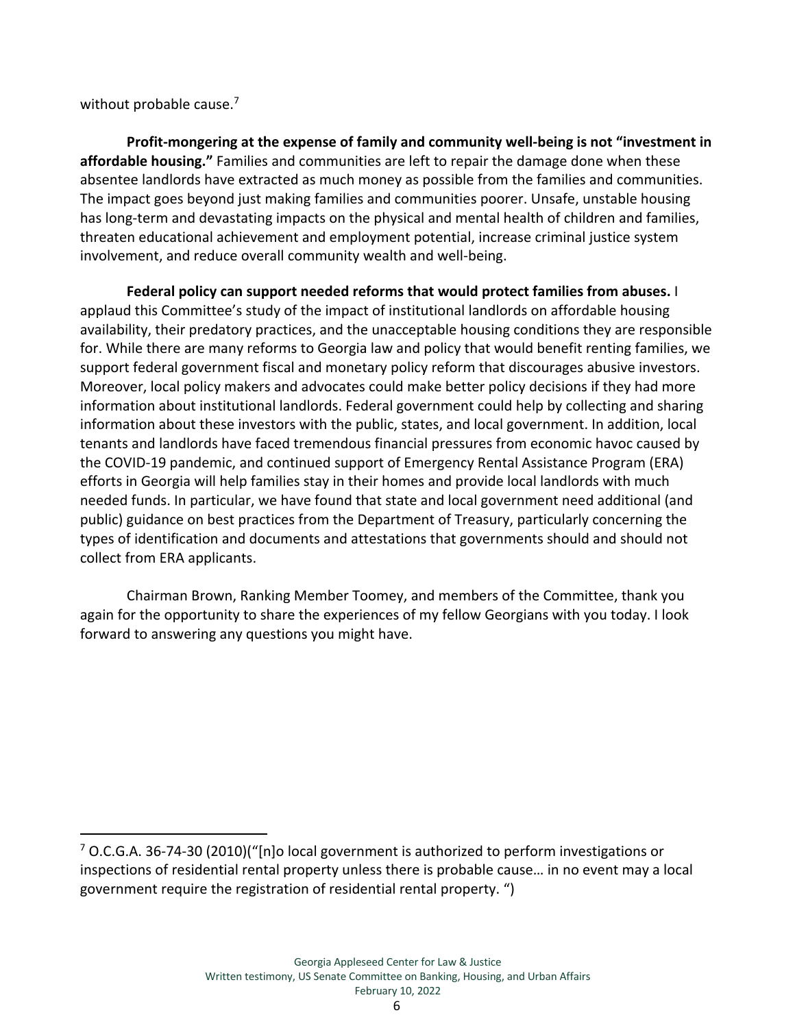without probable cause.[7]

**Profit-mongering at the expense of family and community well-being is not "investment in affordable housing."** Families and communities are left to repair the damage done when these absentee landlords have extracted as much money as possible from the families and communities. The impact goes beyond just making families and communities poorer. Unsafe, unstable housing has long-term and devastating impacts on the physical and mental health of children and families, threaten educational achievement and employment potential, increase criminal justice system involvement, and reduce overall community wealth and well-being.

**Federal policy can support needed reforms that would protect families from abuses.** I applaud this Committee's study of the impact of institutional landlords on affordable housing availability, their predatory practices, and the unacceptable housing conditions they are responsible for. While there are many reforms to Georgia law and policy that would benefit renting families, we support federal government fiscal and monetary policy reform that discourages abusive investors. Moreover, local policy makers and advocates could make better policy decisions if they had more information about institutional landlords. Federal government could help by collecting and sharing information about these investors with the public, states, and local government. In addition, local tenants and landlords have faced tremendous financial pressures from economic havoc caused by the COVID-19 pandemic, and continued support of Emergency Rental Assistance Program (ERA) efforts in Georgia will help families stay in their homes and provide local landlords with much needed funds. In particular, we have found that state and local government need additional (and public) guidance on best practices from the Department of Treasury, particularly concerning the types of identification and documents and attestations that governments should and should not collect from ERA applicants.

Chairman Brown, Ranking Member Toomey, and members of the Committee, thank you again for the opportunity to share the experiences of my fellow Georgians with you today. I look forward to answering any questions you might have.

---

[7] O.C.G.A. 36-74-30 (2010)("[n]o local government is authorized to perform investigations or inspections of residential rental property unless there is probable cause… in no event may a local government require the registration of residential rental property. ")